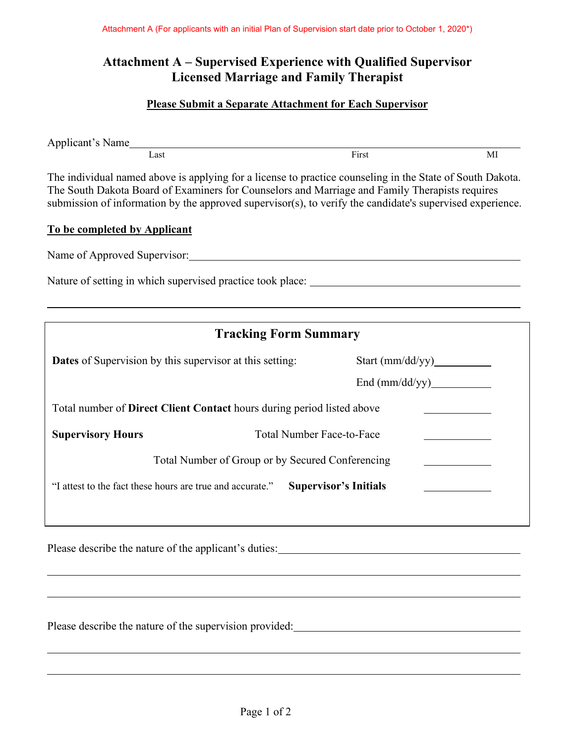Attachment A (For applicants with an initial Plan of Supervision start date prior to October 1, 2020*)

# Attachment A – Supervised Experience with Qualified Supervisor Licensed Marriage and Family Therapist

**Please Submit a Separate Attachment for Each Supervisor**

Applicant's Name ______________________________________________________________
Last First MI

The individual named above is applying for a license to practice counseling in the State of South Dakota. The South Dakota Board of Examiners for Counselors and Marriage and Family Therapists requires submission of information by the approved supervisor(s), to verify the candidate's supervised experience.

**To be completed by Applicant**

Name of Approved Supervisor: ______________________________________________

Nature of setting in which supervised practice took place: ____________________________

______________________________________________________________________

## Tracking Form Summary

**Dates** of Supervision by this supervisor at this setting: Start (mm/dd/yy) __________

End (mm/dd/yy) __________

Total number of **Direct Client Contact** hours during period listed above __________

**Supervisory Hours** Total Number Face-to-Face __________

Total Number of Group or by Secured Conferencing __________

"I attest to the fact these hours are true and accurate." **Supervisor's Initials** __________

Please describe the nature of the applicant's duties: ______________________________

______________________________________________________________________

______________________________________________________________________

Please describe the nature of the supervision provided: ____________________________

______________________________________________________________________

______________________________________________________________________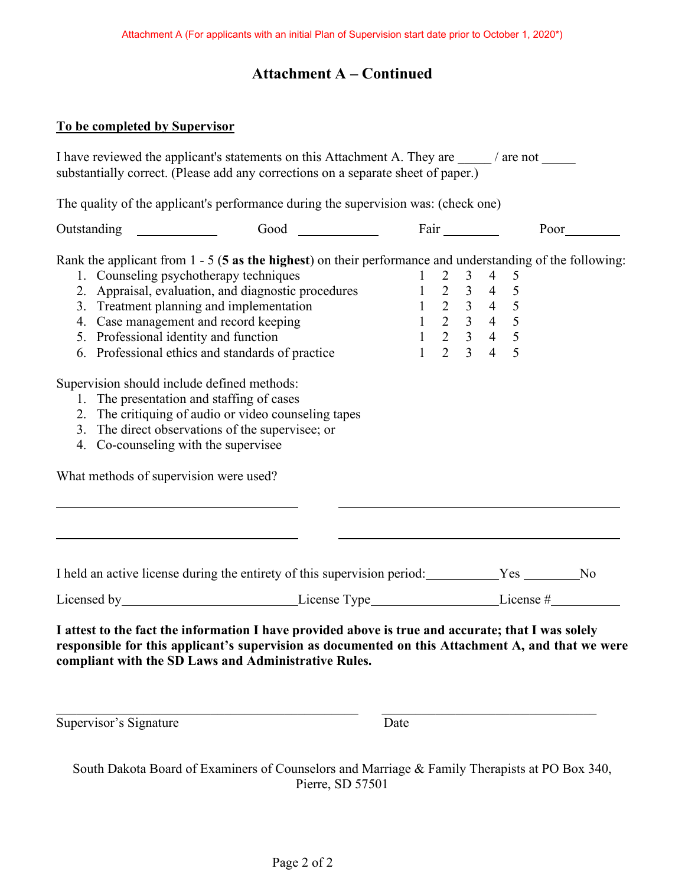Attachment A (For applicants with an initial Plan of Supervision start date prior to October 1, 2020*)

# Attachment A – Continued

**To be completed by Supervisor**

I have reviewed the applicant's statements on this Attachment A. They are _____ / are not _____ substantially correct. (Please add any corrections on a separate sheet of paper.)

The quality of the applicant's performance during the supervision was: (check one)

Outstanding ____________ Good ____________ Fair ________ Poor________

Rank the applicant from 1 - 5 (**5 as the highest**) on their performance and understanding of the following:

1. Counseling psychotherapy techniques 1 2 3 4 5
2. Appraisal, evaluation, and diagnostic procedures 1 2 3 4 5
3. Treatment planning and implementation 1 2 3 4 5
4. Case management and record keeping 1 2 3 4 5
5. Professional identity and function 1 2 3 4 5
6. Professional ethics and standards of practice 1 2 3 4 5

Supervision should include defined methods:

1. The presentation and staffing of cases
2. The critiquing of audio or video counseling tapes
3. The direct observations of the supervisee; or
4. Co-counseling with the supervisee

What methods of supervision were used?

______________________________ ______________________________

______________________________ ______________________________

I held an active license during the entirety of this supervision period:__________Yes ________No

Licensed by__________________________License Type__________________License #__________

**I attest to the fact the information I have provided above is true and accurate; that I was solely responsible for this applicant's supervision as documented on this Attachment A, and that we were compliant with the SD Laws and Administrative Rules.**

______________________________ ______________________________

Supervisor's Signature Date

South Dakota Board of Examiners of Counselors and Marriage & Family Therapists at PO Box 340, Pierre, SD 57501